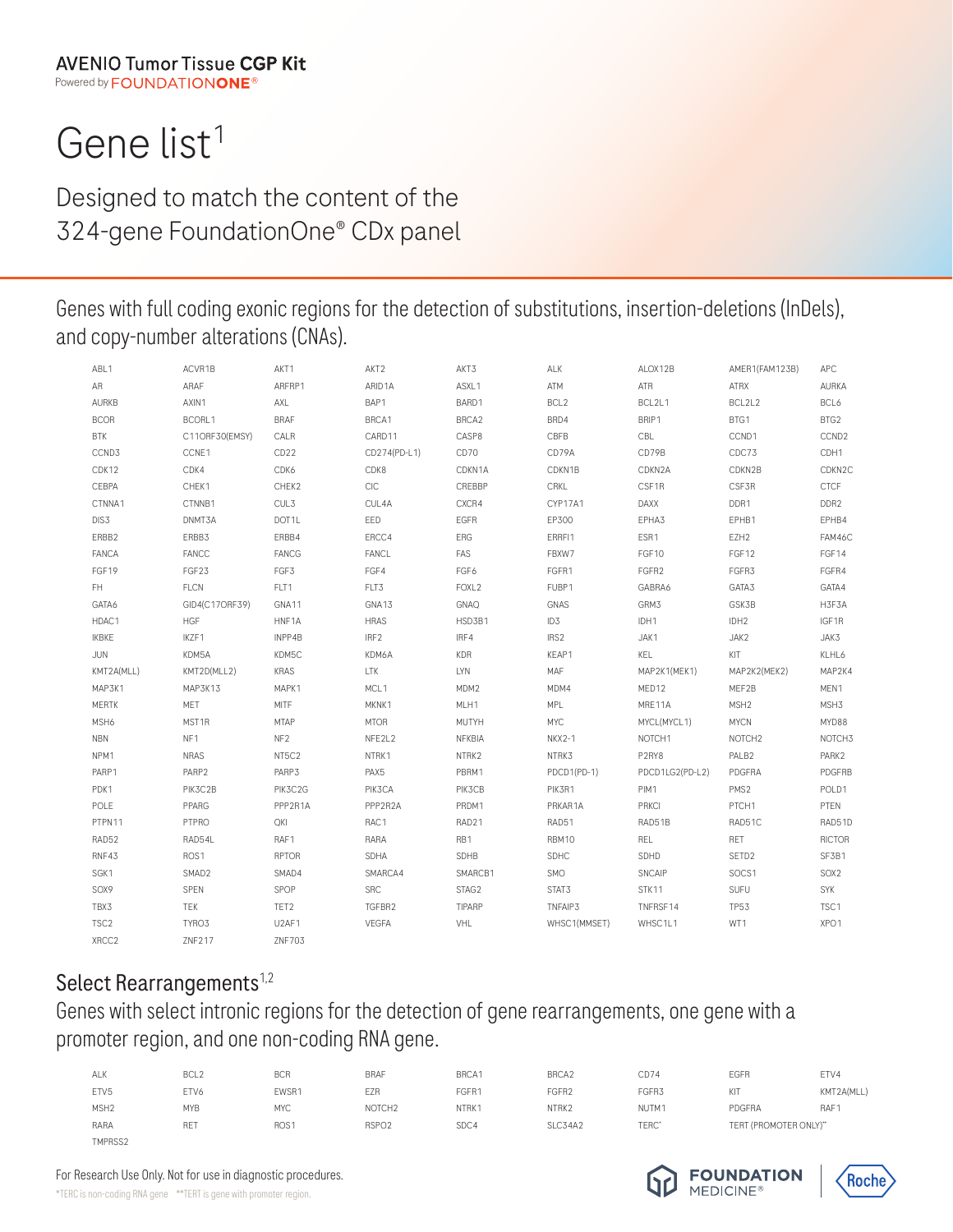**AVENIO Tumor Tissue CGP Kit**
Powered by FOUNDATIONONE®

# Gene list[1]

## Designed to match the content of the 324-gene FoundationOne® CDx panel

### Genes with full coding exonic regions for the detection of substitutions, insertion-deletions (InDels), and copy-number alterations (CNAs).

| | | | | | | | | |
|---|---|---|---|---|---|---|---|---|
| ABL1 | ACVR1B | AKT1 | AKT2 | AKT3 | ALK | ALOX12B | AMER1(FAM123B) | APC |
| AR | ARAF | ARFRP1 | ARID1A | ASXL1 | ATM | ATR | ATRX | AURKA |
| AURKB | AXIN1 | AXL | BAP1 | BARD1 | BCL2 | BCL2L1 | BCL2L2 | BCL6 |
| BCOR | BCORL1 | BRAF | BRCA1 | BRCA2 | BRD4 | BRIP1 | BTG1 | BTG2 |
| BTK | C11ORF30(EMSY) | CALR | CARD11 | CASP8 | CBFB | CBL | CCND1 | CCND2 |
| CCND3 | CCNE1 | CD22 | CD274(PD-L1) | CD70 | CD79A | CD79B | CDC73 | CDH1 |
| CDK12 | CDK4 | CDK6 | CDK8 | CDKN1A | CDKN1B | CDKN2A | CDKN2B | CDKN2C |
| CEBPA | CHEK1 | CHEK2 | CIC | CREBBP | CRKL | CSF1R | CSF3R | CTCF |
| CTNNA1 | CTNNB1 | CUL3 | CUL4A | CXCR4 | CYP17A1 | DAXX | DDR1 | DDR2 |
| DIS3 | DNMT3A | DOT1L | EED | EGFR | EP300 | EPHA3 | EPHB1 | EPHB4 |
| ERBB2 | ERBB3 | ERBB4 | ERCC4 | ERG | ERRFI1 | ESR1 | EZH2 | FAM46C |
| FANCA | FANCC | FANCG | FANCL | FAS | FBXW7 | FGF10 | FGF12 | FGF14 |
| FGF19 | FGF23 | FGF3 | FGF4 | FGF6 | FGFR1 | FGFR2 | FGFR3 | FGFR4 |
| FH | FLCN | FLT1 | FLT3 | FOXL2 | FUBP1 | GABRA6 | GATA3 | GATA4 |
| GATA6 | GID4(C17ORF39) | GNA11 | GNA13 | GNAQ | GNAS | GRM3 | GSK3B | H3F3A |
| HDAC1 | HGF | HNF1A | HRAS | HSD3B1 | ID3 | IDH1 | IDH2 | IGF1R |
| IKBKE | IKZF1 | INPP4B | IRF2 | IRF4 | IRS2 | JAK1 | JAK2 | JAK3 |
| JUN | KDM5A | KDM5C | KDM6A | KDR | KEAP1 | KEL | KIT | KLHL6 |
| KMT2A(MLL) | KMT2D(MLL2) | KRAS | LTK | LYN | MAF | MAP2K1(MEK1) | MAP2K2(MEK2) | MAP2K4 |
| MAP3K1 | MAP3K13 | MAPK1 | MCL1 | MDM2 | MDM4 | MED12 | MEF2B | MEN1 |
| MERTK | MET | MITF | MKNK1 | MLH1 | MPL | MRE11A | MSH2 | MSH3 |
| MSH6 | MST1R | MTAP | MTOR | MUTYH | MYC | MYCL(MYCL1) | MYCN | MYD88 |
| NBN | NF1 | NF2 | NFE2L2 | NFKBIA | NKX2-1 | NOTCH1 | NOTCH2 | NOTCH3 |
| NPM1 | NRAS | NT5C2 | NTRK1 | NTRK2 | NTRK3 | P2RY8 | PALB2 | PARK2 |
| PARP1 | PARP2 | PARP3 | PAX5 | PBRM1 | PDCD1(PD-1) | PDCD1LG2(PD-L2) | PDGFRA | PDGFRB |
| PDK1 | PIK3C2B | PIK3C2G | PIK3CA | PIK3CB | PIK3R1 | PIM1 | PMS2 | POLD1 |
| POLE | PPARG | PPP2R1A | PPP2R2A | PRDM1 | PRKAR1A | PRKCI | PTCH1 | PTEN |
| PTPN11 | PTPRO | QKI | RAC1 | RAD21 | RAD51 | RAD51B | RAD51C | RAD51D |
| RAD52 | RAD54L | RAF1 | RARA | RB1 | RBM10 | REL | RET | RICTOR |
| RNF43 | ROS1 | RPTOR | SDHA | SDHB | SDHC | SDHD | SETD2 | SF3B1 |
| SGK1 | SMAD2 | SMAD4 | SMARCA4 | SMARCB1 | SMO | SNCAIP | SOCS1 | SOX2 |
| SOX9 | SPEN | SPOP | SRC | STAG2 | STAT3 | STK11 | SUFU | SYK |
| TBX3 | TEK | TET2 | TGFBR2 | TIPARP | TNFAIP3 | TNFRSF14 | TP53 | TSC1 |
| TSC2 | TYRO3 | U2AF1 | VEGFA | VHL | WHSC1(MMSET) | WHSC1L1 | WT1 | XPO1 |
| XRCC2 | ZNF217 | ZNF703 | | | | | | |

## Select Rearrangements[1,2]

### Genes with select intronic regions for the detection of gene rearrangements, one gene with a promoter region, and one non-coding RNA gene.

| | | | | | | | | |
|---|---|---|---|---|---|---|---|---|
| ALK | BCL2 | BCR | BRAF | BRCA1 | BRCA2 | CD74 | EGFR | ETV4 |
| ETV5 | ETV6 | EWSR1 | EZR | FGFR1 | FGFR2 | FGFR3 | KIT | KMT2A(MLL) |
| MSH2 | MYB | MYC | NOTCH2 | NTRK1 | NTRK2 | NUTM1 | PDGFRA | RAF1 |
| RARA | RET | ROS1 | RSPO2 | SDC4 | SLC34A2 | TERC* | TERT (PROMOTER ONLY)** | |
| TMPRSS2 | | | | | | | | |

For Research Use Only. Not for use in diagnostic procedures.

*TERC is non-coding RNA gene **TERT is gene with promoter region.

FOUNDATION MEDICINE® | Roche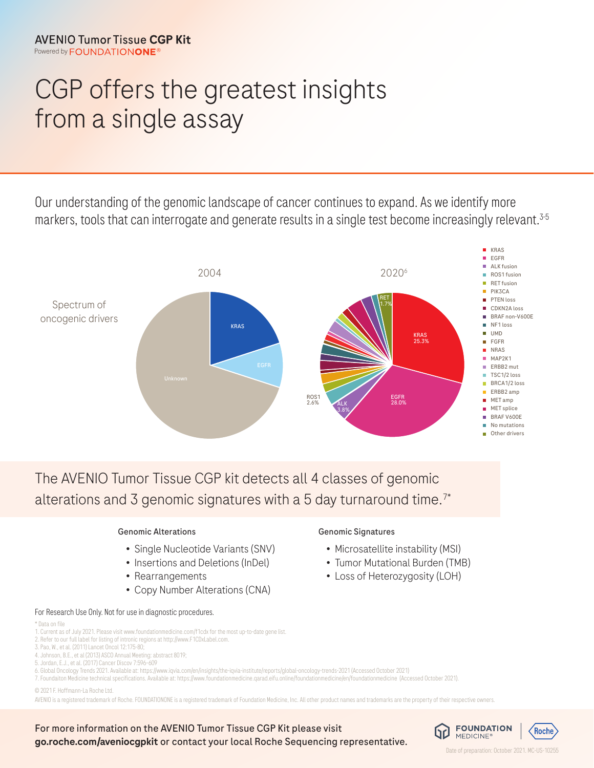AVENIO Tumor Tissue **CGP Kit**
Powered by FOUNDATIONONE®

# CGP offers the greatest insights from a single assay

Our understanding of the genomic landscape of cancer continues to expand. As we identify more markers, tools that can interrogate and generate results in a single test become increasingly relevant.[3-5]

Spectrum of oncogenic drivers

2004

KRAS
EGFR
Unknown

2020[6]

KRAS 25.3%
EGFR 28.0%
ALK 3.8%
ROS1 2.6%
RET 1.7%

KRAS
EGFR
ALK fusion
ROS1 fusion
RET fusion
PIK3CA
PTEN loss
CDKN2A loss
BRAF non-V600E
NF1 loss
UMD
FGFR
NRAS
MAP2K1
ERBB2 mut
TSC1/2 loss
BRCA1/2 loss
ERBB2 amp
MET amp
MET splice
BRAF V600E
No mutations
Other drivers

## The AVENIO Tumor Tissue CGP kit detects all 4 classes of genomic alterations and 3 genomic signatures with a 5 day turnaround time.[7*]

**Genomic Alterations**

- Single Nucleotide Variants (SNV)
- Insertions and Deletions (InDel)
- Rearrangements
- Copy Number Alterations (CNA)

**Genomic Signatures**

- Microsatellite instability (MSI)
- Tumor Mutational Burden (TMB)
- Loss of Heterozygosity (LOH)

For Research Use Only. Not for use in diagnostic procedures.

\* Data on file
1. Current as of July 2021. Please visit www.foundationmedicine.com/f1cdx for the most up-to-date gene list.
2. Refer to our full label for listing of intronic regions at http://www.F1CDxLabel.com.
3. Pao, W., et al. (2011) Lancet Oncol 12:175-80;
4. Johnson, B.E., et al (2013) ASCO Annual Meeting: abstract 8019;
5. Jordan, E.J., et al. (2017) Cancer Discov 7:596-609
6. Global Oncology Trends 2021. Available at: https://www.iqvia.com/en/insights/the-iqvia-institute/reports/global-oncology-trends-2021 (Accessed October 2021)
7. Foundaiton Medicine technical specifications. Available at: https://www.foundationmedicine.qarad.eifu.online/foundationmedicine/en/foundationmedicine (Accessed October 2021).

© 2021 F. Hoffmann-La Roche Ltd.

AVENIO is a registered trademark of Roche. FOUNDATIONONE is a registered trademark of Foundation Medicine, Inc. All other product names and trademarks are the property of their respective owners.

For more information on the AVENIO Tumor Tissue CGP Kit please visit **go.roche.com/aveniocgpkit** or contact your local Roche Sequencing representative.

FOUNDATION MEDICINE® | Roche

Date of preparation: October 2021. MC-US-10255